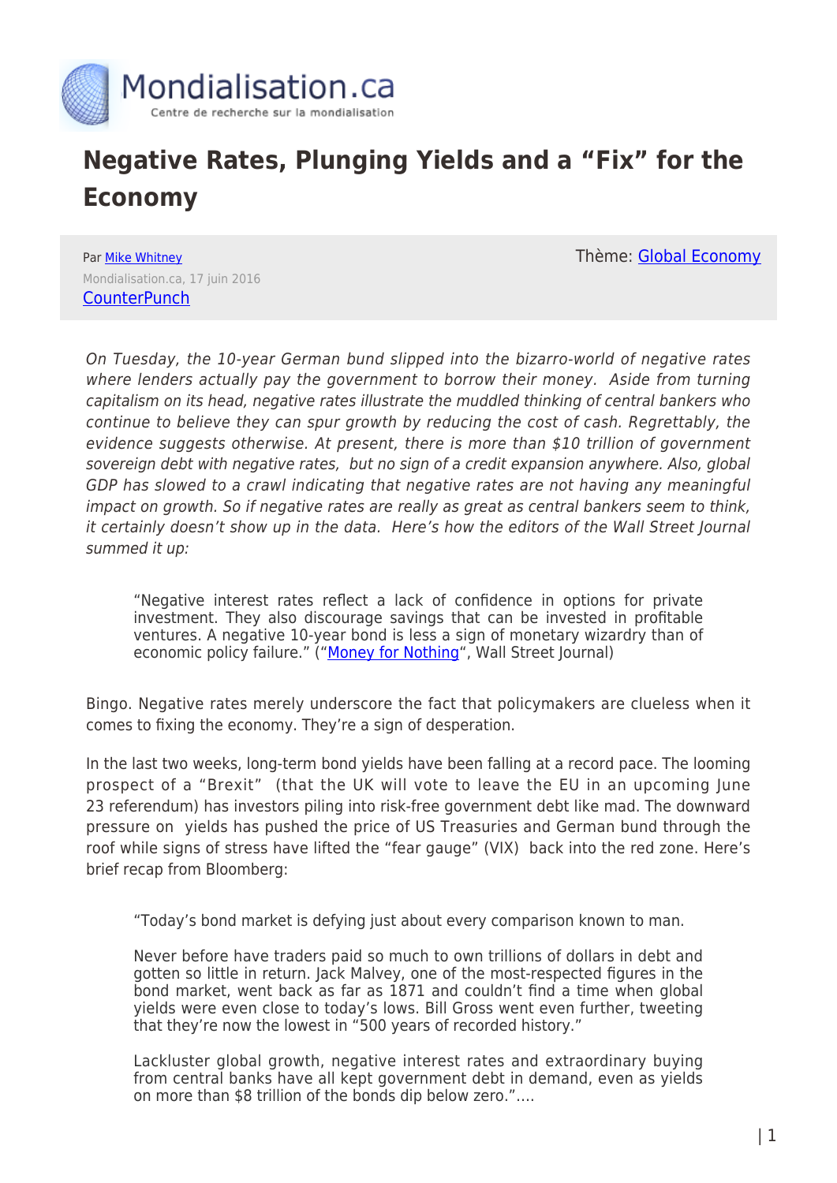# Negative Rates, Plunging Yields and a "Fix" for the Economy

Par Mike Whitney
Mondialisation.ca, 17 juin 2016
CounterPunch

Thème: Global Economy

*On Tuesday, the 10-year German bund slipped into the bizarro-world of negative rates where lenders actually pay the government to borrow their money. Aside from turning capitalism on its head, negative rates illustrate the muddled thinking of central bankers who continue to believe they can spur growth by reducing the cost of cash. Regrettably, the evidence suggests otherwise. At present, there is more than $10 trillion of government sovereign debt with negative rates, but no sign of a credit expansion anywhere. Also, global GDP has slowed to a crawl indicating that negative rates are not having any meaningful impact on growth. So if negative rates are really as great as central bankers seem to think, it certainly doesn't show up in the data. Here's how the editors of the Wall Street Journal summed it up:*

> "Negative interest rates reflect a lack of confidence in options for private investment. They also discourage savings that can be invested in profitable ventures. A negative 10-year bond is less a sign of monetary wizardry than of economic policy failure." ("Money for Nothing", Wall Street Journal)

Bingo. Negative rates merely underscore the fact that policymakers are clueless when it comes to fixing the economy. They're a sign of desperation.

In the last two weeks, long-term bond yields have been falling at a record pace. The looming prospect of a "Brexit" (that the UK will vote to leave the EU in an upcoming June 23 referendum) has investors piling into risk-free government debt like mad. The downward pressure on yields has pushed the price of US Treasuries and German bund through the roof while signs of stress have lifted the "fear gauge" (VIX) back into the red zone. Here's brief recap from Bloomberg:

> "Today's bond market is defying just about every comparison known to man.
>
> Never before have traders paid so much to own trillions of dollars in debt and gotten so little in return. Jack Malvey, one of the most-respected figures in the bond market, went back as far as 1871 and couldn't find a time when global yields were even close to today's lows. Bill Gross went even further, tweeting that they're now the lowest in "500 years of recorded history."
>
> Lackluster global growth, negative interest rates and extraordinary buying from central banks have all kept government debt in demand, even as yields on more than $8 trillion of the bonds dip below zero."….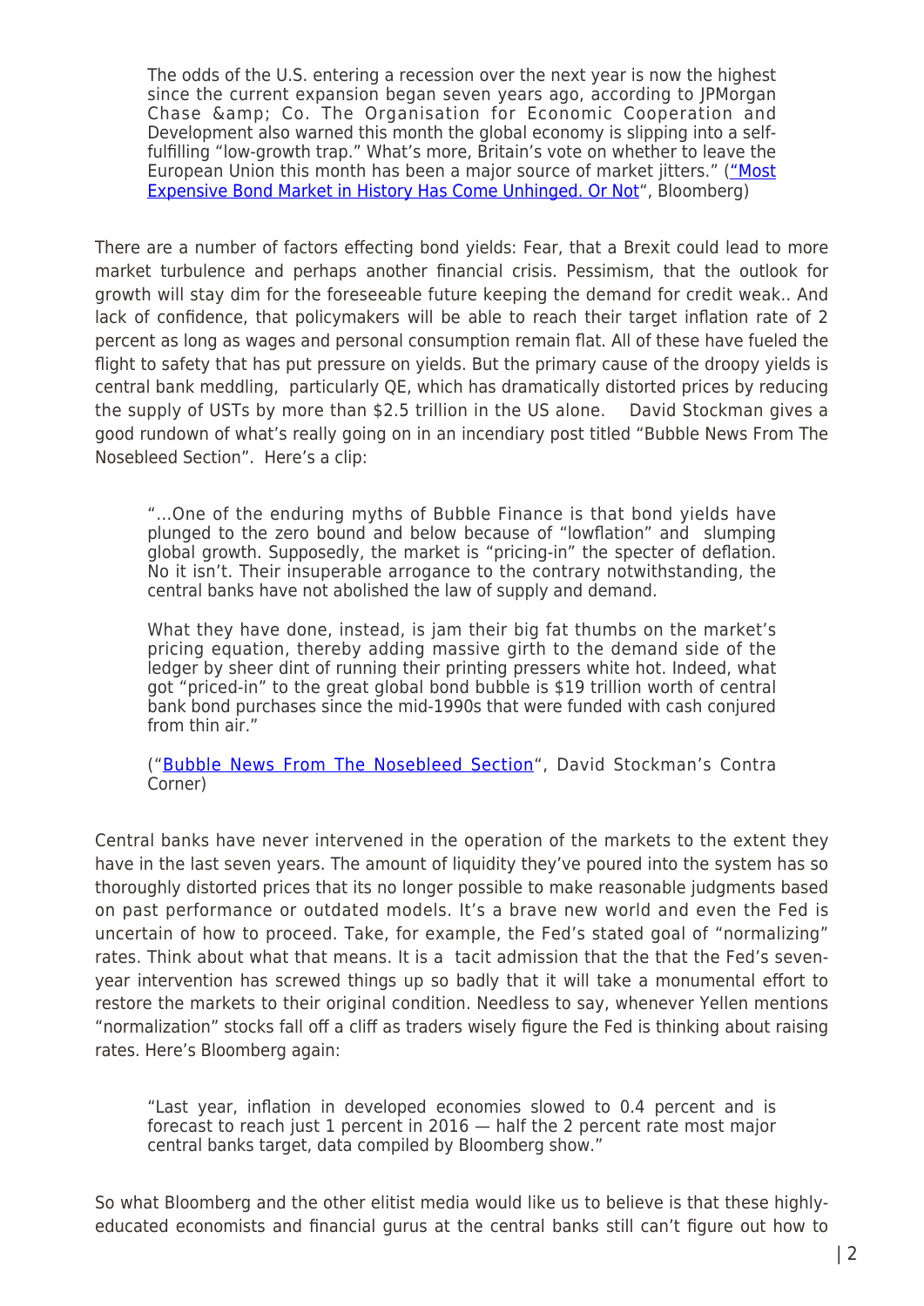> The odds of the U.S. entering a recession over the next year is now the highest since the current expansion began seven years ago, according to JPMorgan Chase &amp; Co. The Organisation for Economic Cooperation and Development also warned this month the global economy is slipping into a self-fulfilling "low-growth trap." What's more, Britain's vote on whether to leave the European Union this month has been a major source of market jitters." ("Most Expensive Bond Market in History Has Come Unhinged. Or Not", Bloomberg)

There are a number of factors effecting bond yields: Fear, that a Brexit could lead to more market turbulence and perhaps another financial crisis. Pessimism, that the outlook for growth will stay dim for the foreseeable future keeping the demand for credit weak.. And lack of confidence, that policymakers will be able to reach their target inflation rate of 2 percent as long as wages and personal consumption remain flat. All of these have fueled the flight to safety that has put pressure on yields. But the primary cause of the droopy yields is central bank meddling, particularly QE, which has dramatically distorted prices by reducing the supply of USTs by more than $2.5 trillion in the US alone. David Stockman gives a good rundown of what's really going on in an incendiary post titled "Bubble News From The Nosebleed Section". Here's a clip:

> "…One of the enduring myths of Bubble Finance is that bond yields have plunged to the zero bound and below because of "lowflation" and slumping global growth. Supposedly, the market is "pricing-in" the specter of deflation. No it isn't. Their insuperable arrogance to the contrary notwithstanding, the central banks have not abolished the law of supply and demand.
>
> What they have done, instead, is jam their big fat thumbs on the market's pricing equation, thereby adding massive girth to the demand side of the ledger by sheer dint of running their printing pressers white hot. Indeed, what got "priced-in" to the great global bond bubble is $19 trillion worth of central bank bond purchases since the mid-1990s that were funded with cash conjured from thin air."
>
> ("Bubble News From The Nosebleed Section", David Stockman's Contra Corner)

Central banks have never intervened in the operation of the markets to the extent they have in the last seven years. The amount of liquidity they've poured into the system has so thoroughly distorted prices that its no longer possible to make reasonable judgments based on past performance or outdated models. It's a brave new world and even the Fed is uncertain of how to proceed. Take, for example, the Fed's stated goal of "normalizing" rates. Think about what that means. It is a tacit admission that the that the Fed's seven-year intervention has screwed things up so badly that it will take a monumental effort to restore the markets to their original condition. Needless to say, whenever Yellen mentions "normalization" stocks fall off a cliff as traders wisely figure the Fed is thinking about raising rates. Here's Bloomberg again:

> "Last year, inflation in developed economies slowed to 0.4 percent and is forecast to reach just 1 percent in 2016 — half the 2 percent rate most major central banks target, data compiled by Bloomberg show."

So what Bloomberg and the other elitist media would like us to believe is that these highly-educated economists and financial gurus at the central banks still can't figure out how to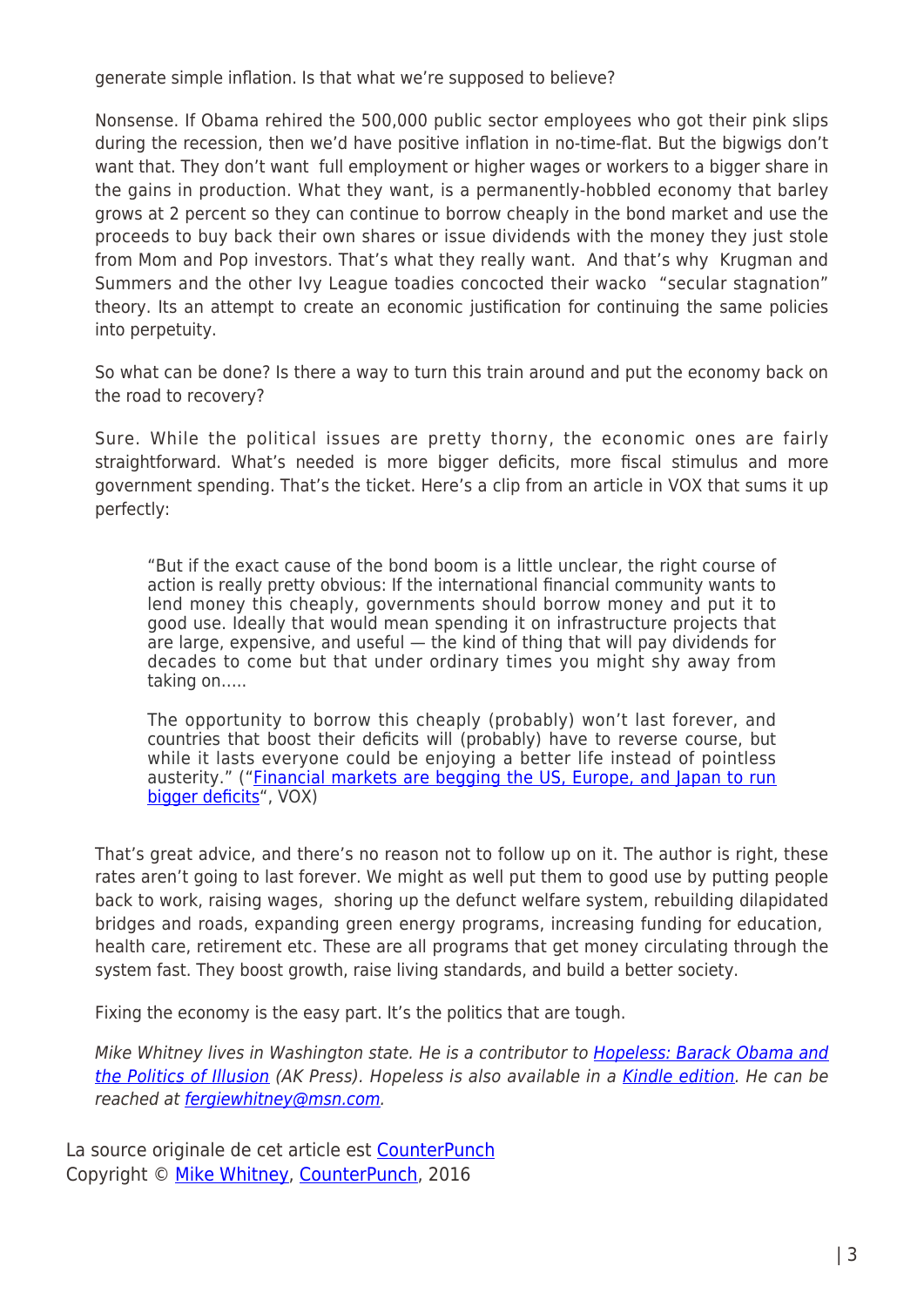generate simple inflation. Is that what we're supposed to believe?

Nonsense. If Obama rehired the 500,000 public sector employees who got their pink slips during the recession, then we'd have positive inflation in no-time-flat. But the bigwigs don't want that. They don't want full employment or higher wages or workers to a bigger share in the gains in production. What they want, is a permanently-hobbled economy that barley grows at 2 percent so they can continue to borrow cheaply in the bond market and use the proceeds to buy back their own shares or issue dividends with the money they just stole from Mom and Pop investors. That's what they really want. And that's why Krugman and Summers and the other Ivy League toadies concocted their wacko "secular stagnation" theory. Its an attempt to create an economic justification for continuing the same policies into perpetuity.

So what can be done? Is there a way to turn this train around and put the economy back on the road to recovery?

Sure. While the political issues are pretty thorny, the economic ones are fairly straightforward. What's needed is more bigger deficits, more fiscal stimulus and more government spending. That's the ticket. Here's a clip from an article in VOX that sums it up perfectly:

> "But if the exact cause of the bond boom is a little unclear, the right course of action is really pretty obvious: If the international financial community wants to lend money this cheaply, governments should borrow money and put it to good use. Ideally that would mean spending it on infrastructure projects that are large, expensive, and useful — the kind of thing that will pay dividends for decades to come but that under ordinary times you might shy away from taking on.....
>
> The opportunity to borrow this cheaply (probably) won't last forever, and countries that boost their deficits will (probably) have to reverse course, but while it lasts everyone could be enjoying a better life instead of pointless austerity." ("Financial markets are begging the US, Europe, and Japan to run bigger deficits", VOX)

That's great advice, and there's no reason not to follow up on it. The author is right, these rates aren't going to last forever. We might as well put them to good use by putting people back to work, raising wages, shoring up the defunct welfare system, rebuilding dilapidated bridges and roads, expanding green energy programs, increasing funding for education, health care, retirement etc. These are all programs that get money circulating through the system fast. They boost growth, raise living standards, and build a better society.

Fixing the economy is the easy part. It's the politics that are tough.

*Mike Whitney lives in Washington state. He is a contributor to Hopeless: Barack Obama and the Politics of Illusion (AK Press). Hopeless is also available in a Kindle edition. He can be reached at fergiewhitney@msn.com.*

La source originale de cet article est CounterPunch
Copyright © Mike Whitney, CounterPunch, 2016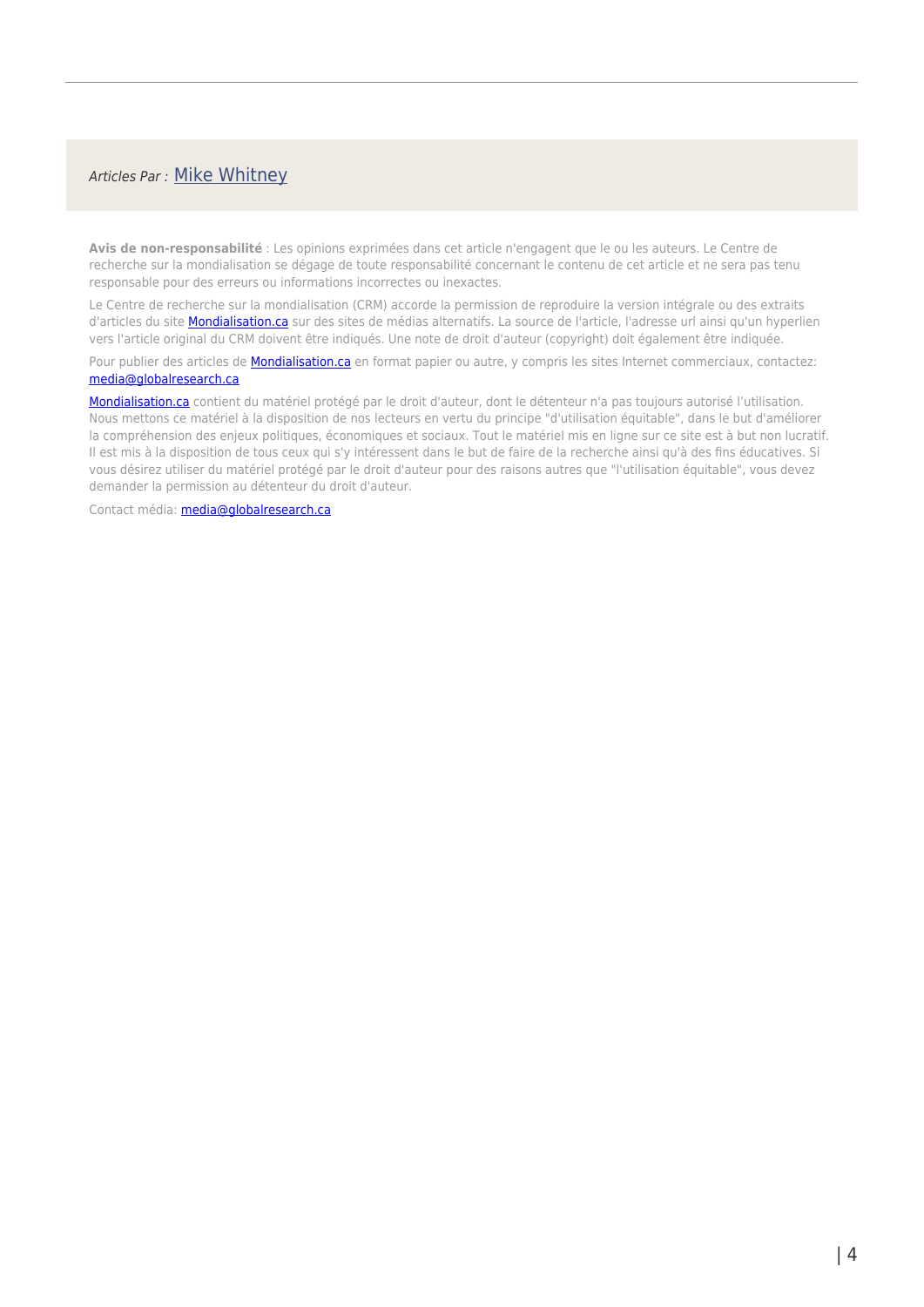*Articles Par :* [Mike Whitney]

**Avis de non-responsabilité** : Les opinions exprimées dans cet article n'engagent que le ou les auteurs. Le Centre de recherche sur la mondialisation se dégage de toute responsabilité concernant le contenu de cet article et ne sera pas tenu responsable pour des erreurs ou informations incorrectes ou inexactes.

Le Centre de recherche sur la mondialisation (CRM) accorde la permission de reproduire la version intégrale ou des extraits d'articles du site Mondialisation.ca sur des sites de médias alternatifs. La source de l'article, l'adresse url ainsi qu'un hyperlien vers l'article original du CRM doivent être indiqués. Une note de droit d'auteur (copyright) doit également être indiquée.

Pour publier des articles de Mondialisation.ca en format papier ou autre, y compris les sites Internet commerciaux, contactez: media@globalresearch.ca

Mondialisation.ca contient du matériel protégé par le droit d'auteur, dont le détenteur n'a pas toujours autorisé l'utilisation. Nous mettons ce matériel à la disposition de nos lecteurs en vertu du principe "d'utilisation équitable", dans le but d'améliorer la compréhension des enjeux politiques, économiques et sociaux. Tout le matériel mis en ligne sur ce site est à but non lucratif. Il est mis à la disposition de tous ceux qui s'y intéressent dans le but de faire de la recherche ainsi qu'à des fins éducatives. Si vous désirez utiliser du matériel protégé par le droit d'auteur pour des raisons autres que "l'utilisation équitable", vous devez demander la permission au détenteur du droit d'auteur.

Contact média: media@globalresearch.ca